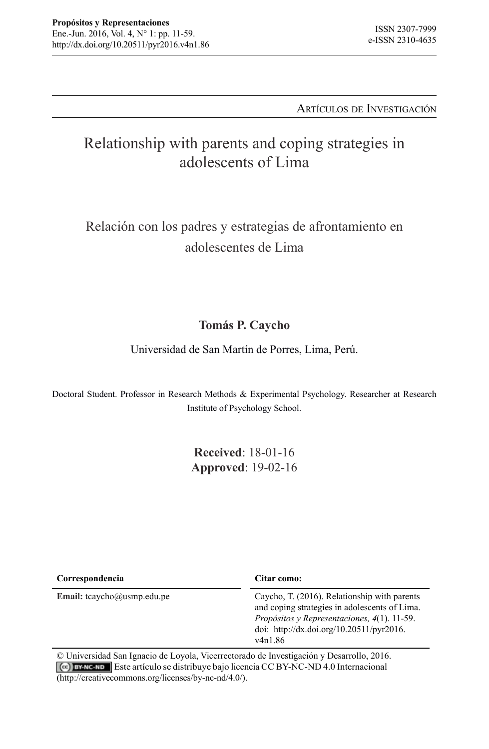Artículos de Investigación

# Relationship with parents and coping strategies in adolescents of Lima

## Relación con los padres y estrategias de afrontamiento en adolescentes de Lima

**Tomás P. Caycho**

Universidad de San Martín de Porres, Lima, Perú.

Doctoral Student. Professor in Research Methods & Experimental Psychology. Researcher at Research Institute of Psychology School.

**Received**: 18-01-16
**Approved**: 19-02-16

| Correspondencia | Citar como: |
| --- | --- |
| **Email:** tcaycho@usmp.edu.pe | Caycho, T. (2016). Relationship with parents and coping strategies in adolescents of Lima. *Propósitos y Representaciones, 4*(1). 11-59. doi: http://dx.doi.org/10.20511/pyr2016.v4n1.86 |

© Universidad San Ignacio de Loyola, Vicerrectorado de Investigación y Desarrollo, 2016.
Este artículo se distribuye bajo licencia CC BY-NC-ND 4.0 Internacional (http://creativecommons.org/licenses/by-nc-nd/4.0/).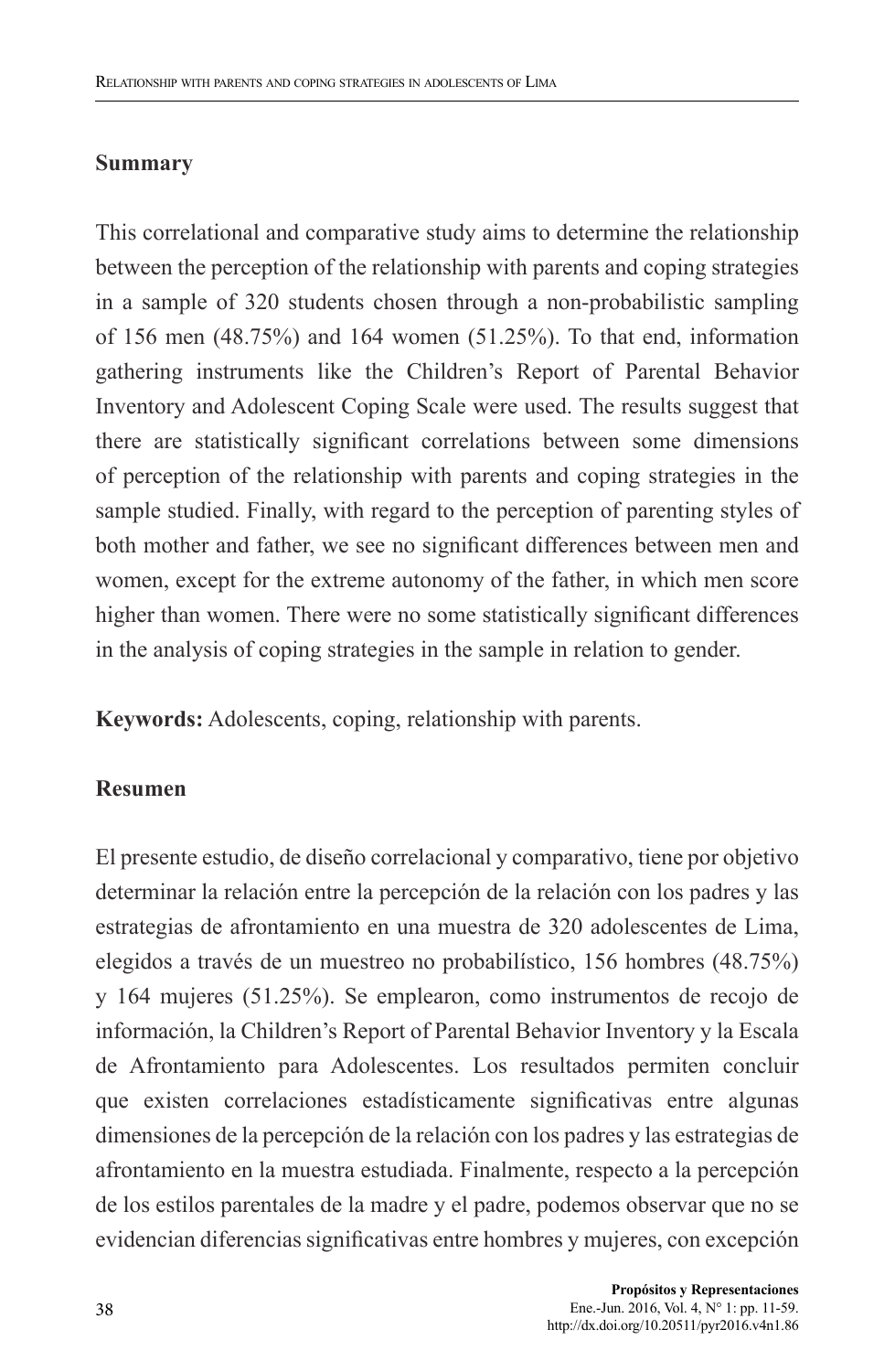## Summary

This correlational and comparative study aims to determine the relationship between the perception of the relationship with parents and coping strategies in a sample of 320 students chosen through a non-probabilistic sampling of 156 men (48.75%) and 164 women (51.25%). To that end, information gathering instruments like the Children's Report of Parental Behavior Inventory and Adolescent Coping Scale were used. The results suggest that there are statistically significant correlations between some dimensions of perception of the relationship with parents and coping strategies in the sample studied. Finally, with regard to the perception of parenting styles of both mother and father, we see no significant differences between men and women, except for the extreme autonomy of the father, in which men score higher than women. There were no some statistically significant differences in the analysis of coping strategies in the sample in relation to gender.

**Keywords:** Adolescents, coping, relationship with parents.

## Resumen

El presente estudio, de diseño correlacional y comparativo, tiene por objetivo determinar la relación entre la percepción de la relación con los padres y las estrategias de afrontamiento en una muestra de 320 adolescentes de Lima, elegidos a través de un muestreo no probabilístico, 156 hombres (48.75%) y 164 mujeres (51.25%). Se emplearon, como instrumentos de recojo de información, la Children's Report of Parental Behavior Inventory y la Escala de Afrontamiento para Adolescentes. Los resultados permiten concluir que existen correlaciones estadísticamente significativas entre algunas dimensiones de la percepción de la relación con los padres y las estrategias de afrontamiento en la muestra estudiada. Finalmente, respecto a la percepción de los estilos parentales de la madre y el padre, podemos observar que no se evidencian diferencias significativas entre hombres y mujeres, con excepción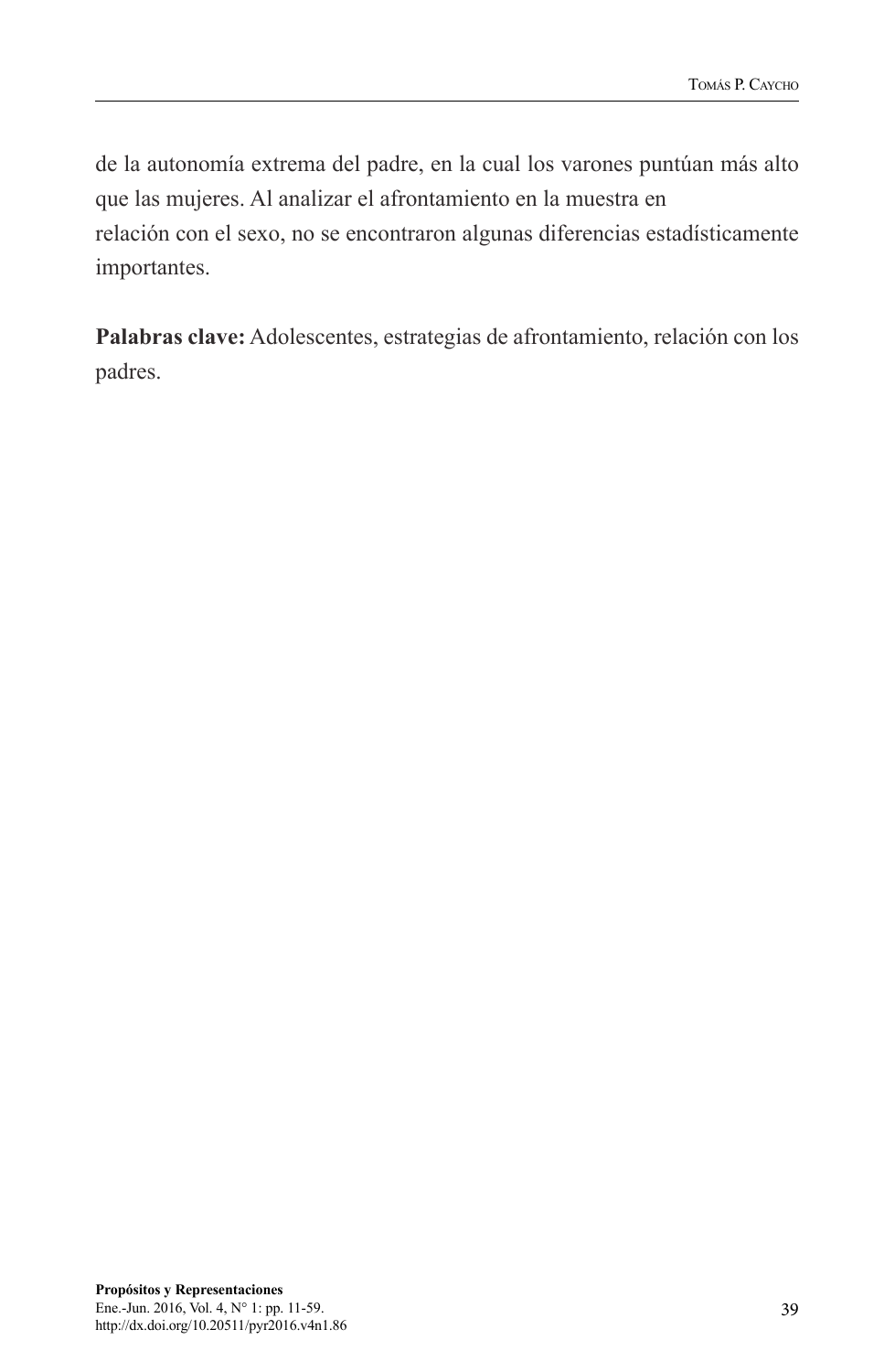de la autonomía extrema del padre, en la cual los varones puntúan más alto que las mujeres. Al analizar el afrontamiento en la muestra en relación con el sexo, no se encontraron algunas diferencias estadísticamente importantes.

**Palabras clave:** Adolescentes, estrategias de afrontamiento, relación con los padres.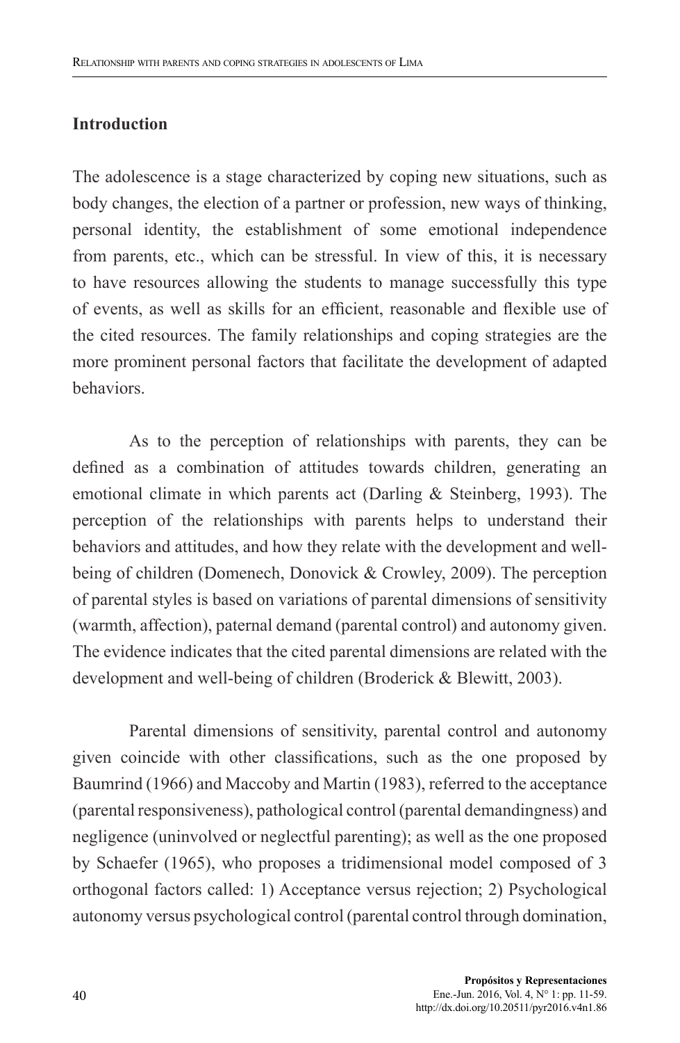## Introduction

The adolescence is a stage characterized by coping new situations, such as body changes, the election of a partner or profession, new ways of thinking, personal identity, the establishment of some emotional independence from parents, etc., which can be stressful. In view of this, it is necessary to have resources allowing the students to manage successfully this type of events, as well as skills for an efficient, reasonable and flexible use of the cited resources. The family relationships and coping strategies are the more prominent personal factors that facilitate the development of adapted behaviors.

As to the perception of relationships with parents, they can be defined as a combination of attitudes towards children, generating an emotional climate in which parents act (Darling & Steinberg, 1993). The perception of the relationships with parents helps to understand their behaviors and attitudes, and how they relate with the development and well-being of children (Domenech, Donovick & Crowley, 2009). The perception of parental styles is based on variations of parental dimensions of sensitivity (warmth, affection), paternal demand (parental control) and autonomy given. The evidence indicates that the cited parental dimensions are related with the development and well-being of children (Broderick & Blewitt, 2003).

Parental dimensions of sensitivity, parental control and autonomy given coincide with other classifications, such as the one proposed by Baumrind (1966) and Maccoby and Martin (1983), referred to the acceptance (parental responsiveness), pathological control (parental demandingness) and negligence (uninvolved or neglectful parenting); as well as the one proposed by Schaefer (1965), who proposes a tridimensional model composed of 3 orthogonal factors called: 1) Acceptance versus rejection; 2) Psychological autonomy versus psychological control (parental control through domination,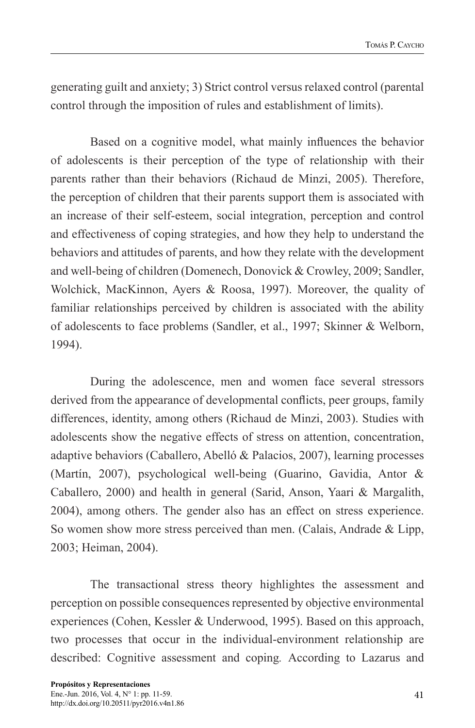generating guilt and anxiety; 3) Strict control versus relaxed control (parental control through the imposition of rules and establishment of limits).

Based on a cognitive model, what mainly influences the behavior of adolescents is their perception of the type of relationship with their parents rather than their behaviors (Richaud de Minzi, 2005). Therefore, the perception of children that their parents support them is associated with an increase of their self-esteem, social integration, perception and control and effectiveness of coping strategies, and how they help to understand the behaviors and attitudes of parents, and how they relate with the development and well-being of children (Domenech, Donovick & Crowley, 2009; Sandler, Wolchick, MacKinnon, Ayers & Roosa, 1997). Moreover, the quality of familiar relationships perceived by children is associated with the ability of adolescents to face problems (Sandler, et al., 1997; Skinner & Welborn, 1994).

During the adolescence, men and women face several stressors derived from the appearance of developmental conflicts, peer groups, family differences, identity, among others (Richaud de Minzi, 2003). Studies with adolescents show the negative effects of stress on attention, concentration, adaptive behaviors (Caballero, Abelló & Palacios, 2007), learning processes (Martín, 2007), psychological well-being (Guarino, Gavidia, Antor & Caballero, 2000) and health in general (Sarid, Anson, Yaari & Margalith, 2004), among others. The gender also has an effect on stress experience. So women show more stress perceived than men. (Calais, Andrade & Lipp, 2003; Heiman, 2004).

The transactional stress theory highlightes the assessment and perception on possible consequences represented by objective environmental experiences (Cohen, Kessler & Underwood, 1995). Based on this approach, two processes that occur in the individual-environment relationship are described: Cognitive assessment and coping. According to Lazarus and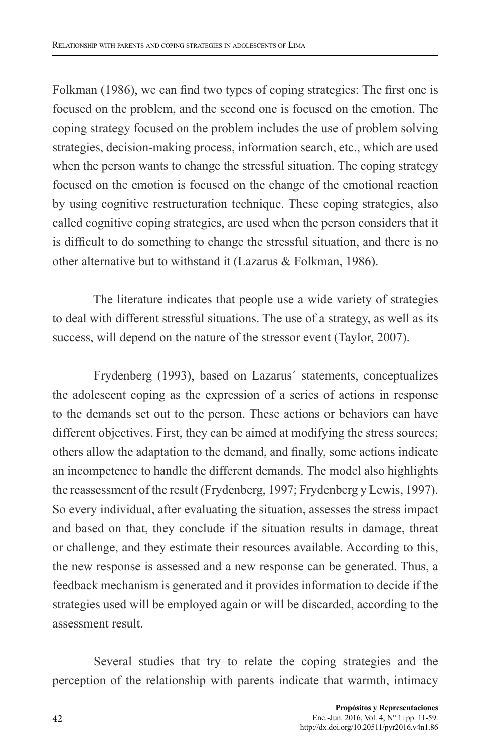Folkman (1986), we can find two types of coping strategies: The first one is focused on the problem, and the second one is focused on the emotion. The coping strategy focused on the problem includes the use of problem solving strategies, decision-making process, information search, etc., which are used when the person wants to change the stressful situation. The coping strategy focused on the emotion is focused on the change of the emotional reaction by using cognitive restructuration technique. These coping strategies, also called cognitive coping strategies, are used when the person considers that it is difficult to do something to change the stressful situation, and there is no other alternative but to withstand it (Lazarus & Folkman, 1986).

The literature indicates that people use a wide variety of strategies to deal with different stressful situations. The use of a strategy, as well as its success, will depend on the nature of the stressor event (Taylor, 2007).

Frydenberg (1993), based on Lazarus´ statements, conceptualizes the adolescent coping as the expression of a series of actions in response to the demands set out to the person. These actions or behaviors can have different objectives. First, they can be aimed at modifying the stress sources; others allow the adaptation to the demand, and finally, some actions indicate an incompetence to handle the different demands. The model also highlights the reassessment of the result (Frydenberg, 1997; Frydenberg y Lewis, 1997). So every individual, after evaluating the situation, assesses the stress impact and based on that, they conclude if the situation results in damage, threat or challenge, and they estimate their resources available. According to this, the new response is assessed and a new response can be generated. Thus, a feedback mechanism is generated and it provides information to decide if the strategies used will be employed again or will be discarded, according to the assessment result.

Several studies that try to relate the coping strategies and the perception of the relationship with parents indicate that warmth, intimacy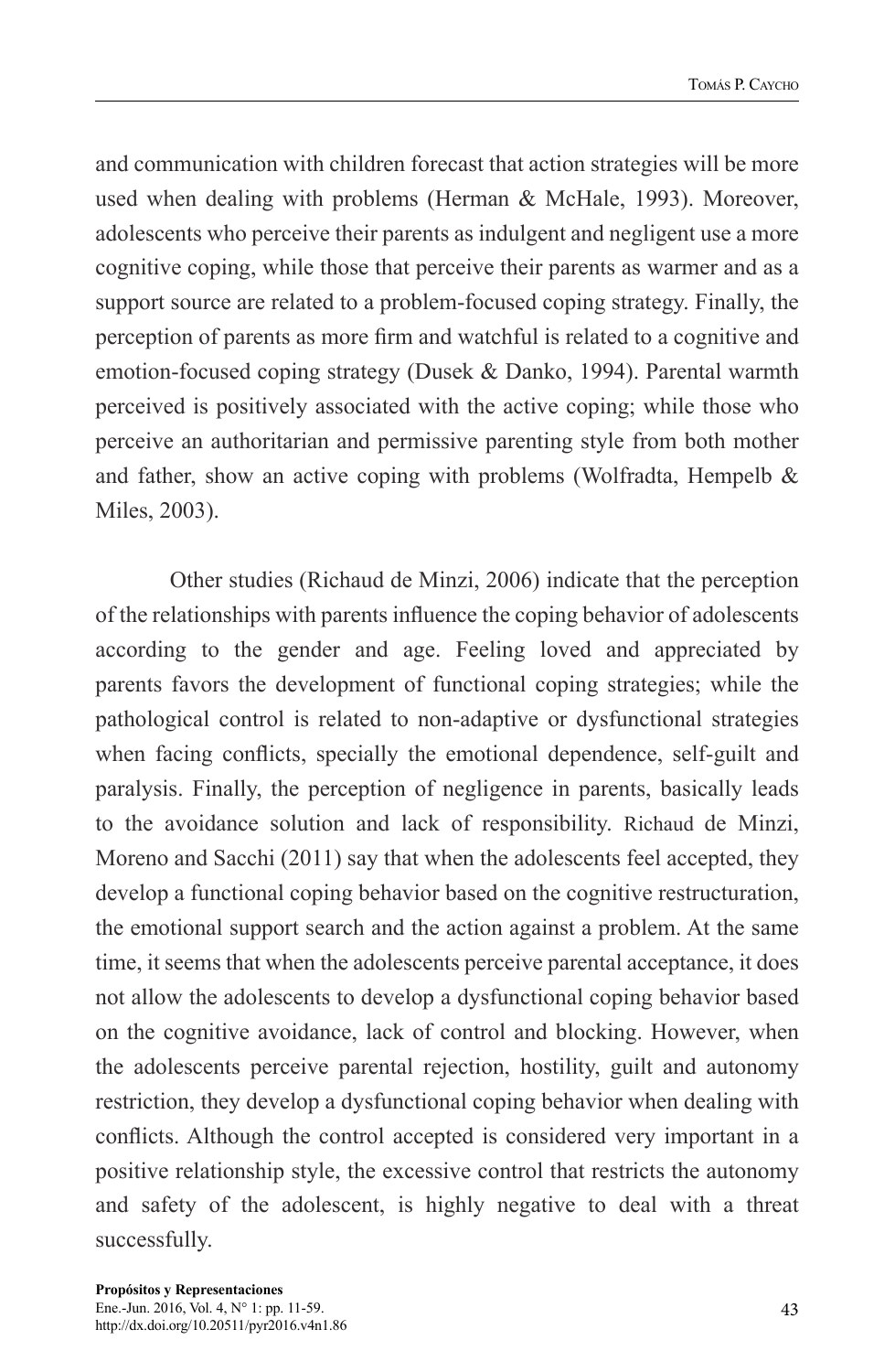and communication with children forecast that action strategies will be more used when dealing with problems (Herman & McHale, 1993). Moreover, adolescents who perceive their parents as indulgent and negligent use a more cognitive coping, while those that perceive their parents as warmer and as a support source are related to a problem-focused coping strategy. Finally, the perception of parents as more firm and watchful is related to a cognitive and emotion-focused coping strategy (Dusek & Danko, 1994). Parental warmth perceived is positively associated with the active coping; while those who perceive an authoritarian and permissive parenting style from both mother and father, show an active coping with problems (Wolfradta, Hempelb & Miles, 2003).

Other studies (Richaud de Minzi, 2006) indicate that the perception of the relationships with parents influence the coping behavior of adolescents according to the gender and age. Feeling loved and appreciated by parents favors the development of functional coping strategies; while the pathological control is related to non-adaptive or dysfunctional strategies when facing conflicts, specially the emotional dependence, self-guilt and paralysis. Finally, the perception of negligence in parents, basically leads to the avoidance solution and lack of responsibility. Richaud de Minzi, Moreno and Sacchi (2011) say that when the adolescents feel accepted, they develop a functional coping behavior based on the cognitive restructuration, the emotional support search and the action against a problem. At the same time, it seems that when the adolescents perceive parental acceptance, it does not allow the adolescents to develop a dysfunctional coping behavior based on the cognitive avoidance, lack of control and blocking. However, when the adolescents perceive parental rejection, hostility, guilt and autonomy restriction, they develop a dysfunctional coping behavior when dealing with conflicts. Although the control accepted is considered very important in a positive relationship style, the excessive control that restricts the autonomy and safety of the adolescent, is highly negative to deal with a threat successfully.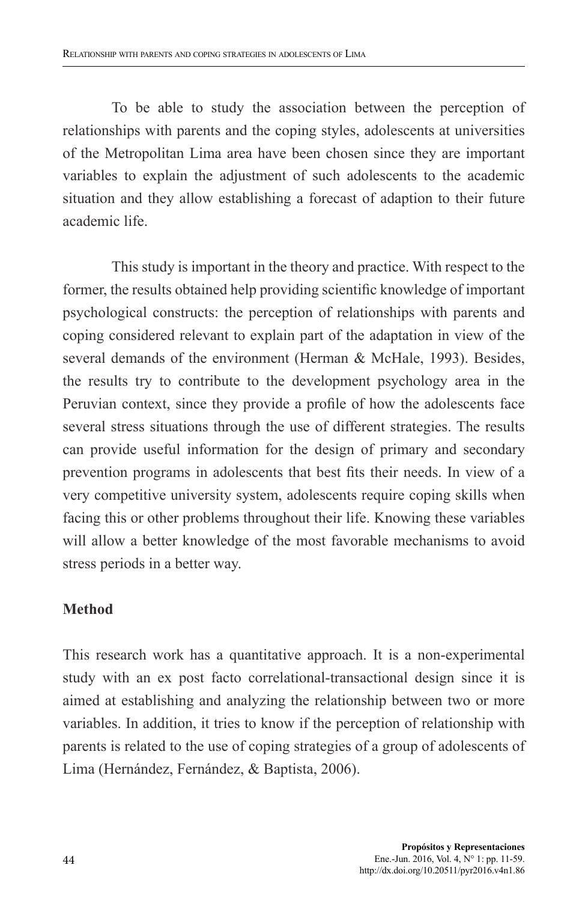To be able to study the association between the perception of relationships with parents and the coping styles, adolescents at universities of the Metropolitan Lima area have been chosen since they are important variables to explain the adjustment of such adolescents to the academic situation and they allow establishing a forecast of adaption to their future academic life.

This study is important in the theory and practice. With respect to the former, the results obtained help providing scientific knowledge of important psychological constructs: the perception of relationships with parents and coping considered relevant to explain part of the adaptation in view of the several demands of the environment (Herman & McHale, 1993). Besides, the results try to contribute to the development psychology area in the Peruvian context, since they provide a profile of how the adolescents face several stress situations through the use of different strategies. The results can provide useful information for the design of primary and secondary prevention programs in adolescents that best fits their needs. In view of a very competitive university system, adolescents require coping skills when facing this or other problems throughout their life. Knowing these variables will allow a better knowledge of the most favorable mechanisms to avoid stress periods in a better way.

## Method

This research work has a quantitative approach. It is a non-experimental study with an ex post facto correlational-transactional design since it is aimed at establishing and analyzing the relationship between two or more variables. In addition, it tries to know if the perception of relationship with parents is related to the use of coping strategies of a group of adolescents of Lima (Hernández, Fernández, & Baptista, 2006).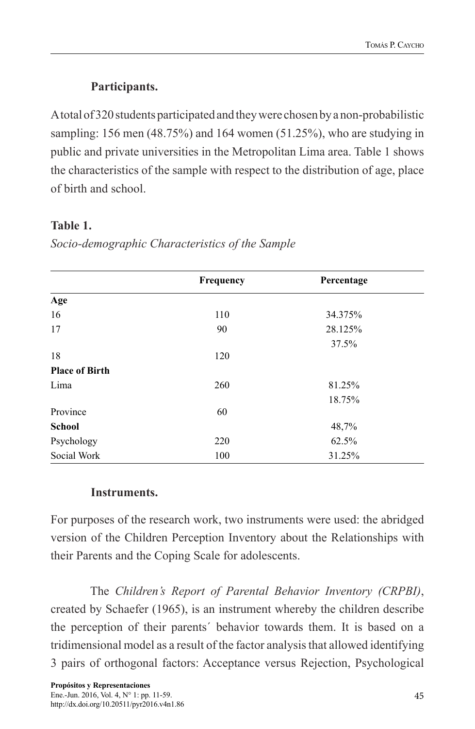### Participants.

A total of 320 students participated and they were chosen by a non-probabilistic sampling: 156 men (48.75%) and 164 women (51.25%), who are studying in public and private universities in the Metropolitan Lima area. Table 1 shows the characteristics of the sample with respect to the distribution of age, place of birth and school.

**Table 1.**

*Socio-demographic Characteristics of the Sample*

| | Frequency | Percentage |
|---|---|---|
| **Age** | | |
| 16 | 110 | 34.375% |
| 17 | 90 | 28.125% |
| | | 37.5% |
| 18 | 120 | |
| **Place of Birth** | | |
| Lima | 260 | 81.25% |
| | | 18.75% |
| Province | 60 | |
| **School** | | 48,7% |
| Psychology | 220 | 62.5% |
| Social Work | 100 | 31.25% |

### Instruments.

For purposes of the research work, two instruments were used: the abridged version of the Children Perception Inventory about the Relationships with their Parents and the Coping Scale for adolescents.

The *Children's Report of Parental Behavior Inventory (CRPBI)*, created by Schaefer (1965), is an instrument whereby the children describe the perception of their parents´ behavior towards them. It is based on a tridimensional model as a result of the factor analysis that allowed identifying 3 pairs of orthogonal factors: Acceptance versus Rejection, Psychological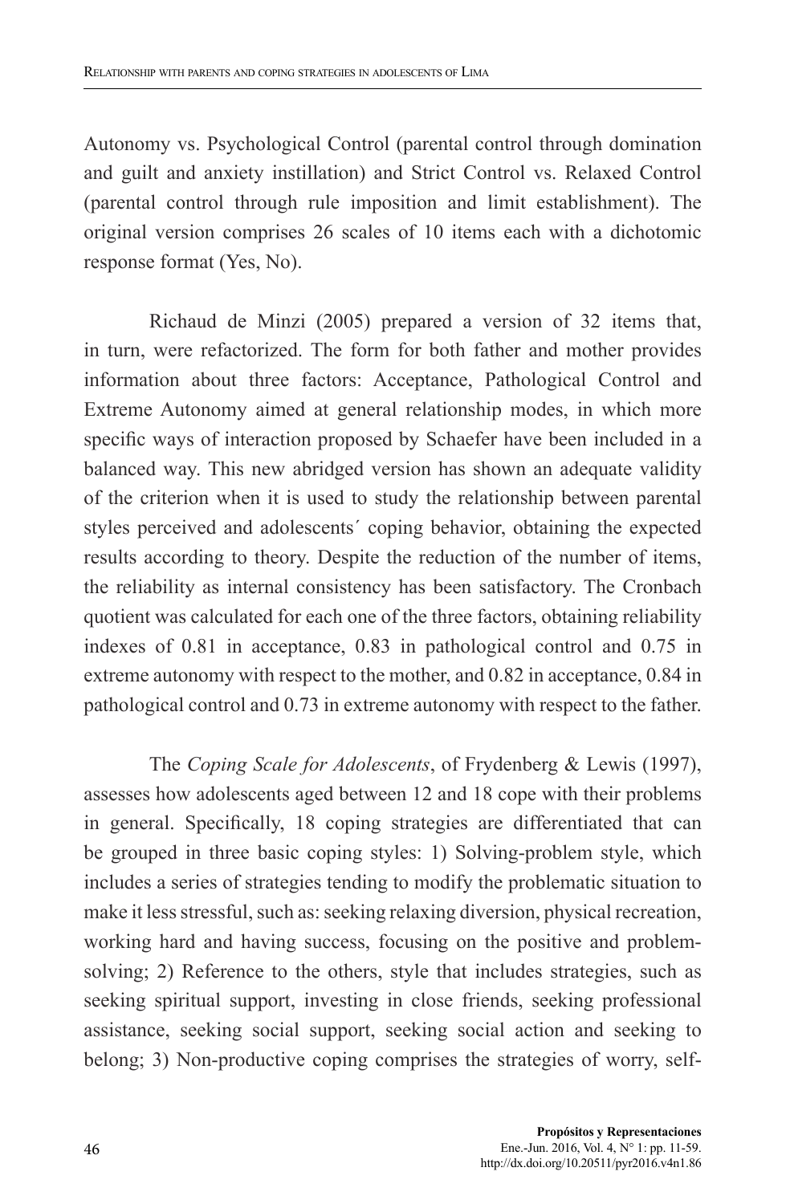Autonomy vs. Psychological Control (parental control through domination and guilt and anxiety instillation) and Strict Control vs. Relaxed Control (parental control through rule imposition and limit establishment). The original version comprises 26 scales of 10 items each with a dichotomic response format (Yes, No).

Richaud de Minzi (2005) prepared a version of 32 items that, in turn, were refactorized. The form for both father and mother provides information about three factors: Acceptance, Pathological Control and Extreme Autonomy aimed at general relationship modes, in which more specific ways of interaction proposed by Schaefer have been included in a balanced way. This new abridged version has shown an adequate validity of the criterion when it is used to study the relationship between parental styles perceived and adolescents´ coping behavior, obtaining the expected results according to theory. Despite the reduction of the number of items, the reliability as internal consistency has been satisfactory. The Cronbach quotient was calculated for each one of the three factors, obtaining reliability indexes of 0.81 in acceptance, 0.83 in pathological control and 0.75 in extreme autonomy with respect to the mother, and 0.82 in acceptance, 0.84 in pathological control and 0.73 in extreme autonomy with respect to the father.

The *Coping Scale for Adolescents*, of Frydenberg & Lewis (1997), assesses how adolescents aged between 12 and 18 cope with their problems in general. Specifically, 18 coping strategies are differentiated that can be grouped in three basic coping styles: 1) Solving-problem style, which includes a series of strategies tending to modify the problematic situation to make it less stressful, such as: seeking relaxing diversion, physical recreation, working hard and having success, focusing on the positive and problem-solving; 2) Reference to the others, style that includes strategies, such as seeking spiritual support, investing in close friends, seeking professional assistance, seeking social support, seeking social action and seeking to belong; 3) Non-productive coping comprises the strategies of worry, self-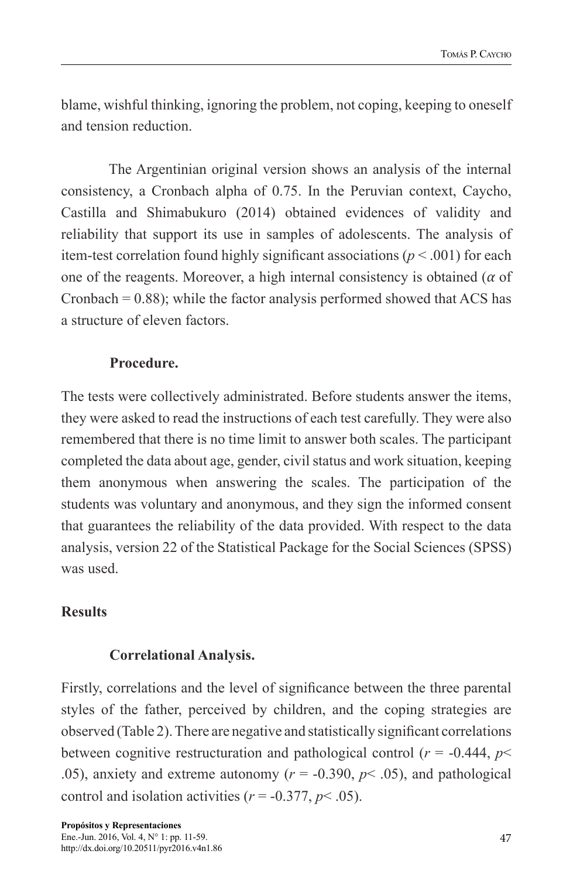blame, wishful thinking, ignoring the problem, not coping, keeping to oneself and tension reduction.

The Argentinian original version shows an analysis of the internal consistency, a Cronbach alpha of 0.75. In the Peruvian context, Caycho, Castilla and Shimabukuro (2014) obtained evidences of validity and reliability that support its use in samples of adolescents. The analysis of item-test correlation found highly significant associations ($p < .001$) for each one of the reagents. Moreover, a high internal consistency is obtained ($\alpha$ of Cronbach = 0.88); while the factor analysis performed showed that ACS has a structure of eleven factors.

### Procedure.

The tests were collectively administrated. Before students answer the items, they were asked to read the instructions of each test carefully. They were also remembered that there is no time limit to answer both scales. The participant completed the data about age, gender, civil status and work situation, keeping them anonymous when answering the scales. The participation of the students was voluntary and anonymous, and they sign the informed consent that guarantees the reliability of the data provided. With respect to the data analysis, version 22 of the Statistical Package for the Social Sciences (SPSS) was used.

## Results

### Correlational Analysis.

Firstly, correlations and the level of significance between the three parental styles of the father, perceived by children, and the coping strategies are observed (Table 2). There are negative and statistically significant correlations between cognitive restructuration and pathological control ($r$ = -0.444, $p$< .05), anxiety and extreme autonomy ($r$ = -0.390, $p$< .05), and pathological control and isolation activities ($r$ = -0.377, $p$< .05).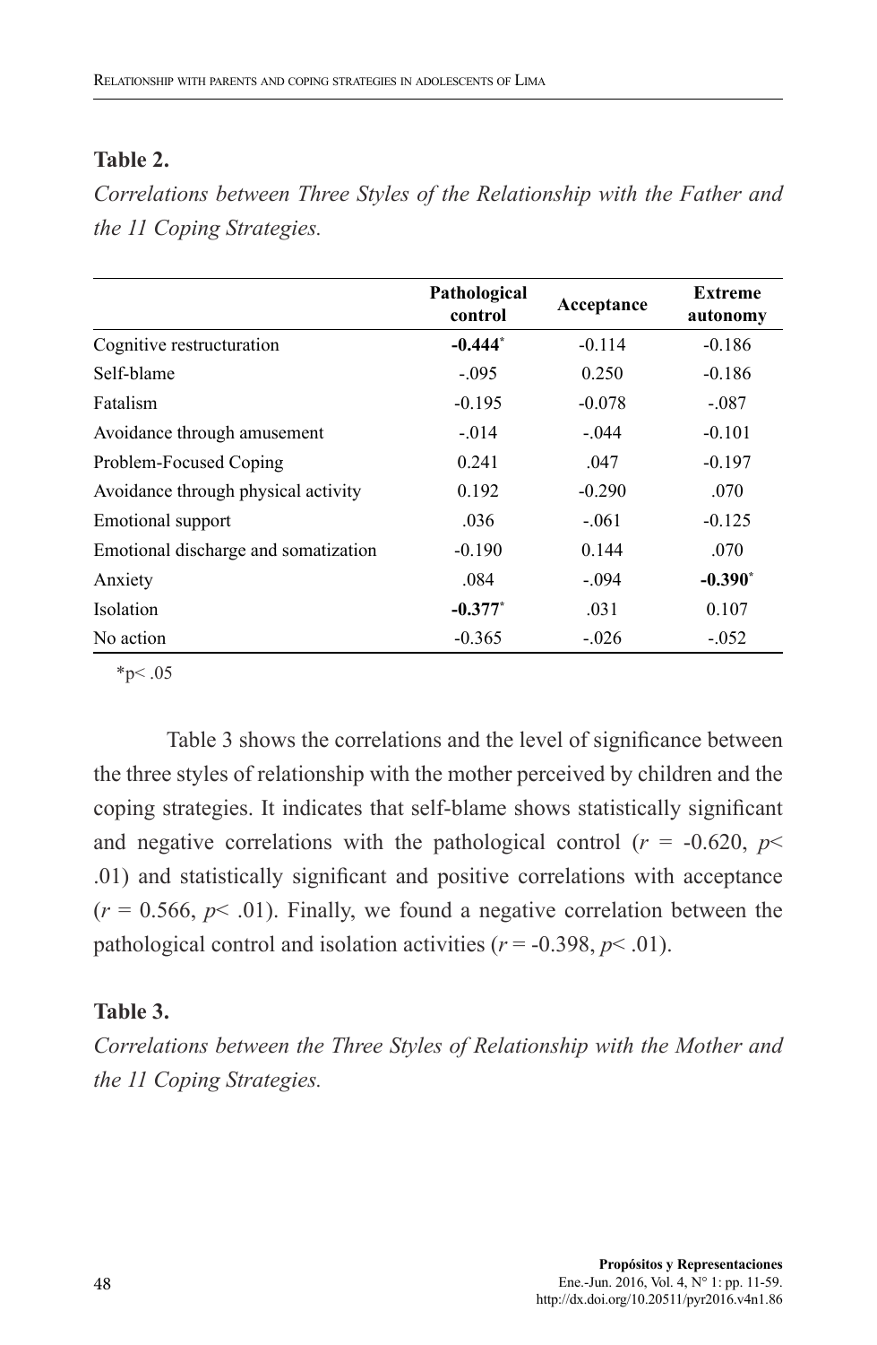**Table 2.**

*Correlations between Three Styles of the Relationship with the Father and the 11 Coping Strategies.*

| | Pathological control | Acceptance | Extreme autonomy |
|---|---|---|---|
| Cognitive restructuration | **-0.444*** | -0.114 | -0.186 |
| Self-blame | -.095 | 0.250 | -0.186 |
| Fatalism | -0.195 | -0.078 | -.087 |
| Avoidance through amusement | -.014 | -.044 | -0.101 |
| Problem-Focused Coping | 0.241 | .047 | -0.197 |
| Avoidance through physical activity | 0.192 | -0.290 | .070 |
| Emotional support | .036 | -.061 | -0.125 |
| Emotional discharge and somatization | -0.190 | 0.144 | .070 |
| Anxiety | .084 | -.094 | **-0.390*** |
| Isolation | **-0.377*** | .031 | 0.107 |
| No action | -0.365 | -.026 | -.052 |

*$p < .05$

Table 3 shows the correlations and the level of significance between the three styles of relationship with the mother perceived by children and the coping strategies. It indicates that self-blame shows statistically significant and negative correlations with the pathological control ($r$ = -0.620, $p < .01$) and statistically significant and positive correlations with acceptance ($r$ = 0.566, $p < .01$). Finally, we found a negative correlation between the pathological control and isolation activities ($r$ = -0.398, $p < .01$).

**Table 3.**

*Correlations between the Three Styles of Relationship with the Mother and the 11 Coping Strategies.*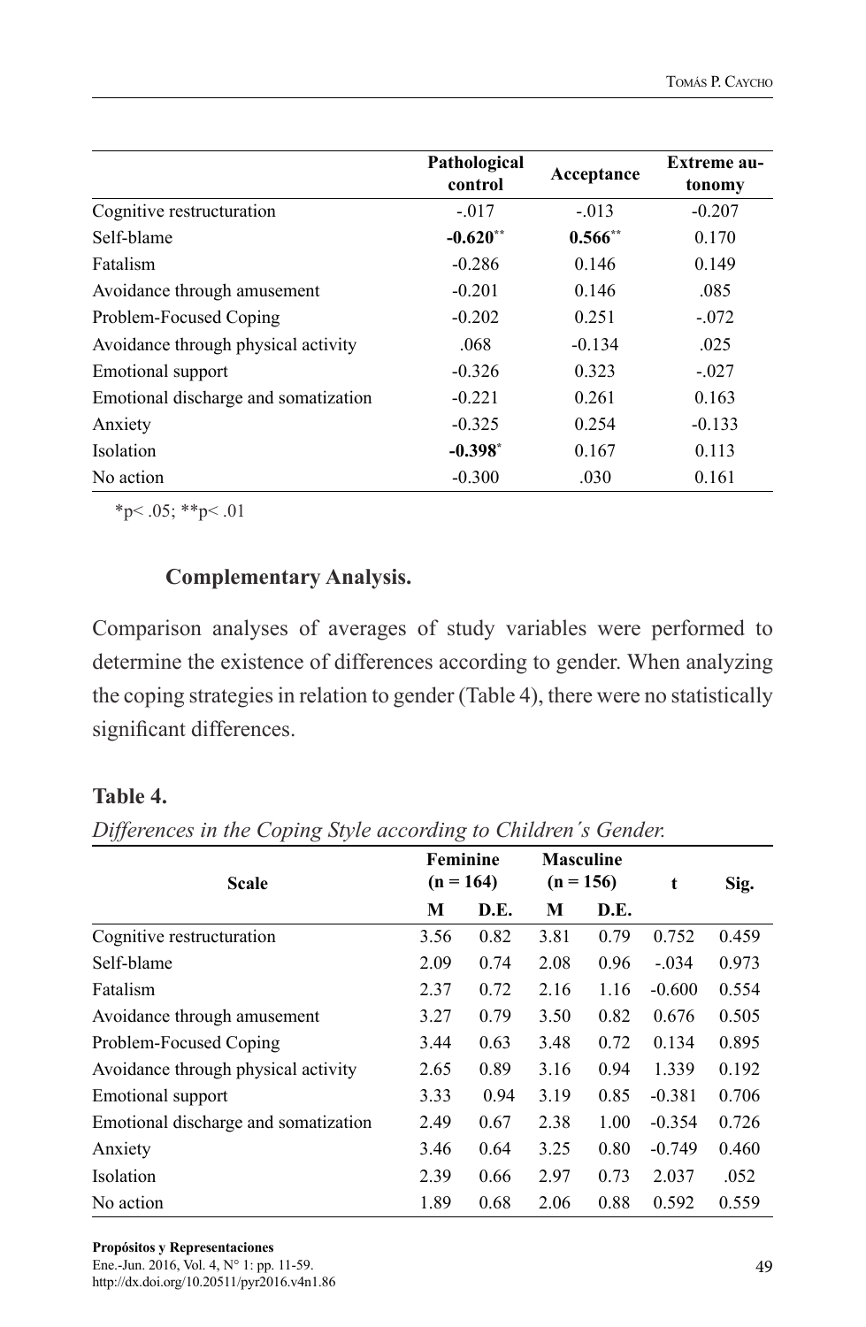| | Pathological control | Acceptance | Extreme autonomy |
|---|---|---|---|
| Cognitive restructuration | -.017 | -.013 | -0.207 |
| Self-blame | **-0.620**** | **0.566**** | 0.170 |
| Fatalism | -0.286 | 0.146 | 0.149 |
| Avoidance through amusement | -0.201 | 0.146 | .085 |
| Problem-Focused Coping | -0.202 | 0.251 | -.072 |
| Avoidance through physical activity | .068 | -0.134 | .025 |
| Emotional support | -0.326 | 0.323 | -.027 |
| Emotional discharge and somatization | -0.221 | 0.261 | 0.163 |
| Anxiety | -0.325 | 0.254 | -0.133 |
| Isolation | **-0.398*** | 0.167 | 0.113 |
| No action | -0.300 | .030 | 0.161 |

*p< .05; **p< .01

### Complementary Analysis.

Comparison analyses of averages of study variables were performed to determine the existence of differences according to gender. When analyzing the coping strategies in relation to gender (Table 4), there were no statistically significant differences.

**Table 4.**

*Differences in the Coping Style according to Children´s Gender.*

| Scale | Feminine (n = 164) | | Masculine (n = 156) | | t | Sig. |
|---|---|---|---|---|---|---|
| | M | D.E. | M | D.E. | | |
| Cognitive restructuration | 3.56 | 0.82 | 3.81 | 0.79 | 0.752 | 0.459 |
| Self-blame | 2.09 | 0.74 | 2.08 | 0.96 | -.034 | 0.973 |
| Fatalism | 2.37 | 0.72 | 2.16 | 1.16 | -0.600 | 0.554 |
| Avoidance through amusement | 3.27 | 0.79 | 3.50 | 0.82 | 0.676 | 0.505 |
| Problem-Focused Coping | 3.44 | 0.63 | 3.48 | 0.72 | 0.134 | 0.895 |
| Avoidance through physical activity | 2.65 | 0.89 | 3.16 | 0.94 | 1.339 | 0.192 |
| Emotional support | 3.33 | 0.94 | 3.19 | 0.85 | -0.381 | 0.706 |
| Emotional discharge and somatization | 2.49 | 0.67 | 2.38 | 1.00 | -0.354 | 0.726 |
| Anxiety | 3.46 | 0.64 | 3.25 | 0.80 | -0.749 | 0.460 |
| Isolation | 2.39 | 0.66 | 2.97 | 0.73 | 2.037 | .052 |
| No action | 1.89 | 0.68 | 2.06 | 0.88 | 0.592 | 0.559 |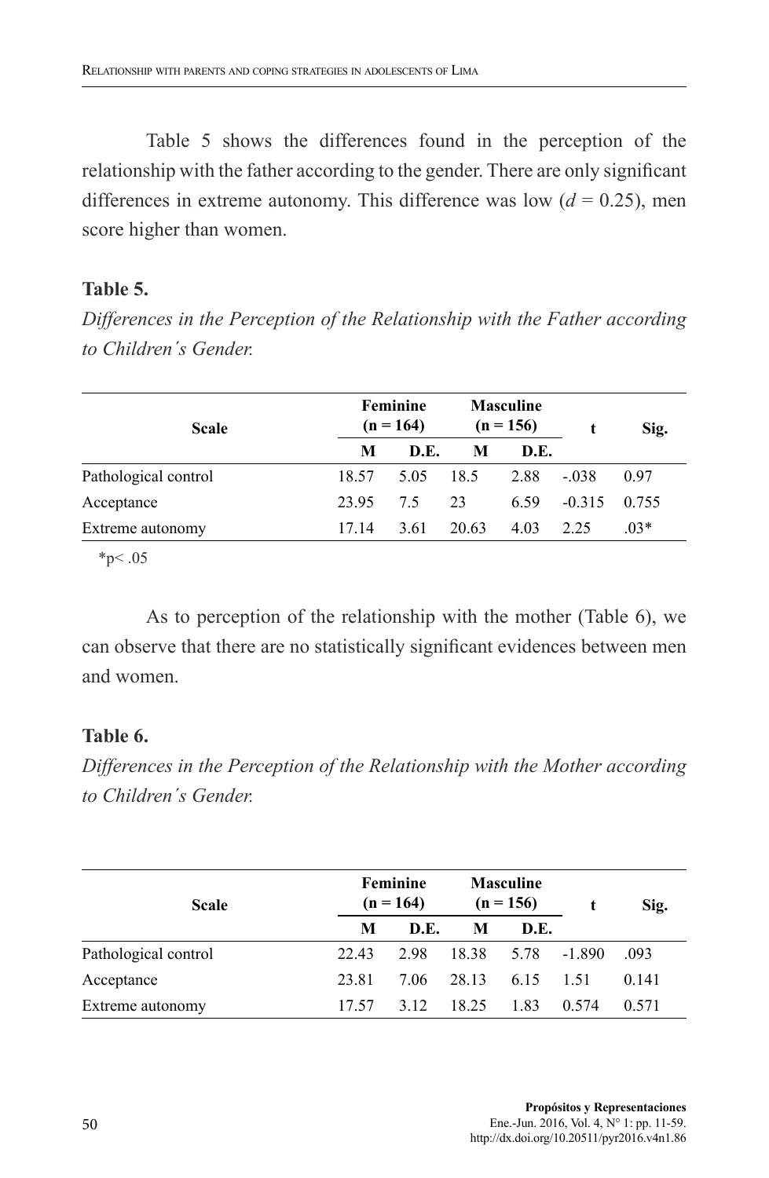Table 5 shows the differences found in the perception of the relationship with the father according to the gender. There are only significant differences in extreme autonomy. This difference was low ($d = 0.25$), men score higher than women.

**Table 5.**

*Differences in the Perception of the Relationship with the Father according to Children´s Gender.*

| Scale | Feminine (n = 164) | | Masculine (n = 156) | | t | Sig. |
|---|---|---|---|---|---|---|
| | M | D.E. | M | D.E. | | |
| Pathological control | 18.57 | 5.05 | 18.5 | 2.88 | -.038 | 0.97 |
| Acceptance | 23.95 | 7.5 | 23 | 6.59 | -0.315 | 0.755 |
| Extreme autonomy | 17.14 | 3.61 | 20.63 | 4.03 | 2.25 | .03* |

*p< .05

As to perception of the relationship with the mother (Table 6), we can observe that there are no statistically significant evidences between men and women.

**Table 6.**

*Differences in the Perception of the Relationship with the Mother according to Children´s Gender.*

| Scale | Feminine (n = 164) | | Masculine (n = 156) | | t | Sig. |
|---|---|---|---|---|---|---|
| | M | D.E. | M | D.E. | | |
| Pathological control | 22.43 | 2.98 | 18.38 | 5.78 | -1.890 | .093 |
| Acceptance | 23.81 | 7.06 | 28.13 | 6.15 | 1.51 | 0.141 |
| Extreme autonomy | 17.57 | 3.12 | 18.25 | 1.83 | 0.574 | 0.571 |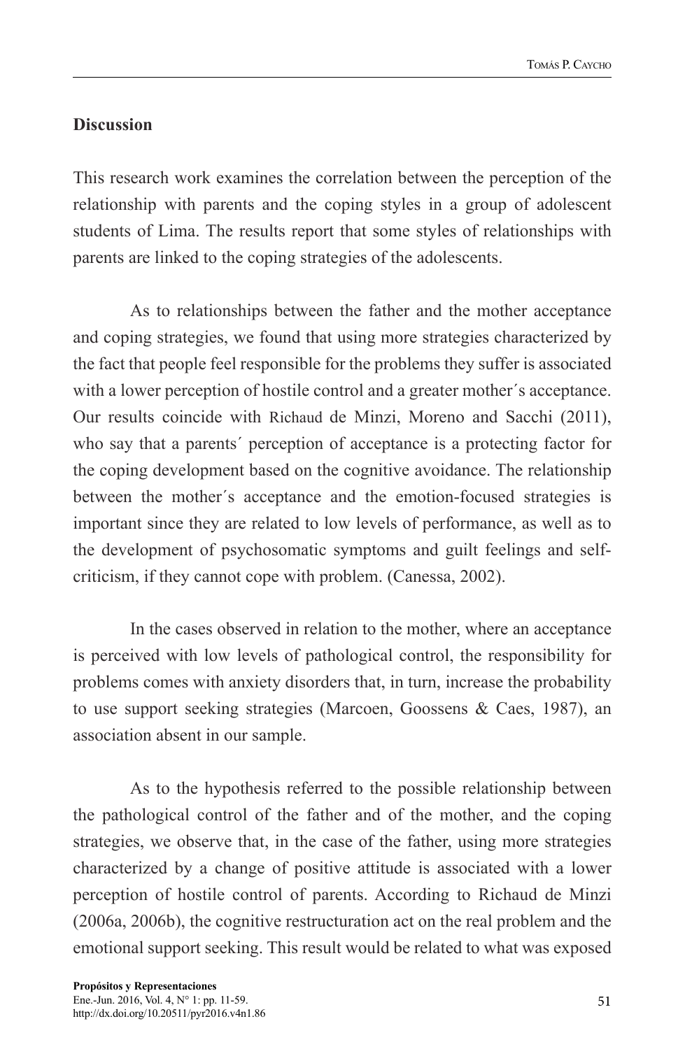## Discussion

This research work examines the correlation between the perception of the relationship with parents and the coping styles in a group of adolescent students of Lima. The results report that some styles of relationships with parents are linked to the coping strategies of the adolescents.

As to relationships between the father and the mother acceptance and coping strategies, we found that using more strategies characterized by the fact that people feel responsible for the problems they suffer is associated with a lower perception of hostile control and a greater mother´s acceptance. Our results coincide with Richaud de Minzi, Moreno and Sacchi (2011), who say that a parents´ perception of acceptance is a protecting factor for the coping development based on the cognitive avoidance. The relationship between the mother´s acceptance and the emotion-focused strategies is important since they are related to low levels of performance, as well as to the development of psychosomatic symptoms and guilt feelings and self-criticism, if they cannot cope with problem. (Canessa, 2002).

In the cases observed in relation to the mother, where an acceptance is perceived with low levels of pathological control, the responsibility for problems comes with anxiety disorders that, in turn, increase the probability to use support seeking strategies (Marcoen, Goossens & Caes, 1987), an association absent in our sample.

As to the hypothesis referred to the possible relationship between the pathological control of the father and of the mother, and the coping strategies, we observe that, in the case of the father, using more strategies characterized by a change of positive attitude is associated with a lower perception of hostile control of parents. According to Richaud de Minzi (2006a, 2006b), the cognitive restructuration act on the real problem and the emotional support seeking. This result would be related to what was exposed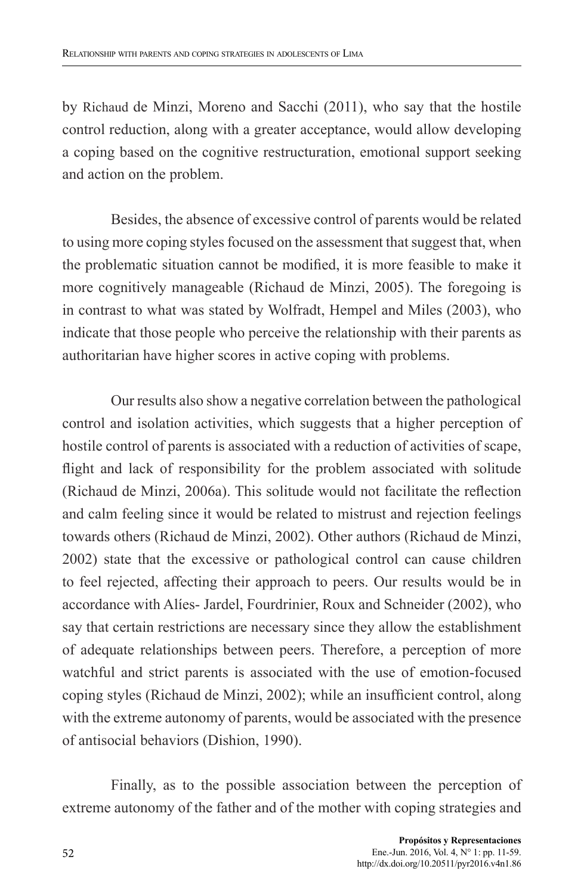by Richaud de Minzi, Moreno and Sacchi (2011), who say that the hostile control reduction, along with a greater acceptance, would allow developing a coping based on the cognitive restructuration, emotional support seeking and action on the problem.

Besides, the absence of excessive control of parents would be related to using more coping styles focused on the assessment that suggest that, when the problematic situation cannot be modified, it is more feasible to make it more cognitively manageable (Richaud de Minzi, 2005). The foregoing is in contrast to what was stated by Wolfradt, Hempel and Miles (2003), who indicate that those people who perceive the relationship with their parents as authoritarian have higher scores in active coping with problems.

Our results also show a negative correlation between the pathological control and isolation activities, which suggests that a higher perception of hostile control of parents is associated with a reduction of activities of scape, flight and lack of responsibility for the problem associated with solitude (Richaud de Minzi, 2006a). This solitude would not facilitate the reflection and calm feeling since it would be related to mistrust and rejection feelings towards others (Richaud de Minzi, 2002). Other authors (Richaud de Minzi, 2002) state that the excessive or pathological control can cause children to feel rejected, affecting their approach to peers. Our results would be in accordance with Alíes- Jardel, Fourdrinier, Roux and Schneider (2002), who say that certain restrictions are necessary since they allow the establishment of adequate relationships between peers. Therefore, a perception of more watchful and strict parents is associated with the use of emotion-focused coping styles (Richaud de Minzi, 2002); while an insufficient control, along with the extreme autonomy of parents, would be associated with the presence of antisocial behaviors (Dishion, 1990).

Finally, as to the possible association between the perception of extreme autonomy of the father and of the mother with coping strategies and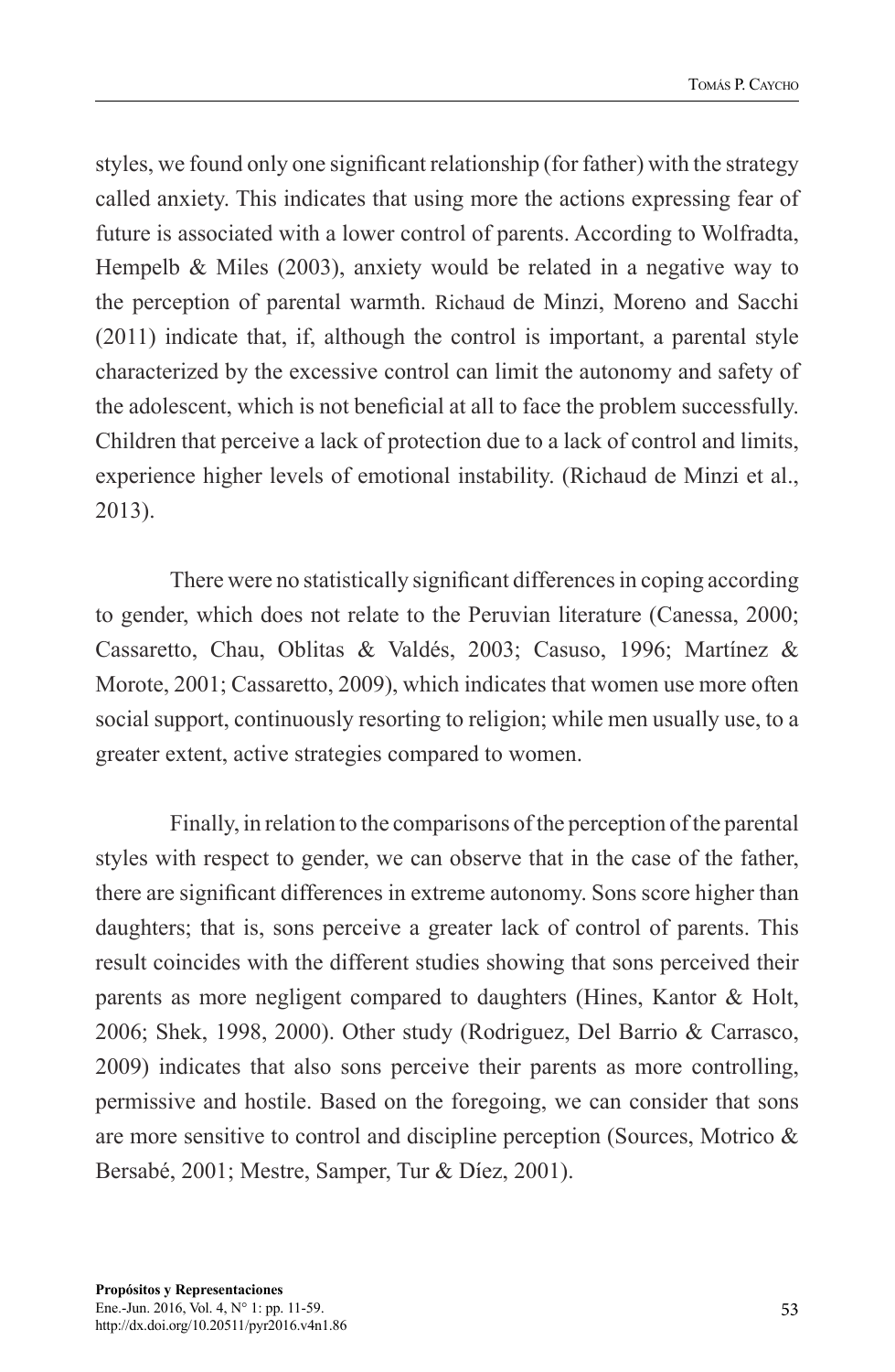styles, we found only one significant relationship (for father) with the strategy called anxiety. This indicates that using more the actions expressing fear of future is associated with a lower control of parents. According to Wolfradta, Hempelb & Miles (2003), anxiety would be related in a negative way to the perception of parental warmth. Richaud de Minzi, Moreno and Sacchi (2011) indicate that, if, although the control is important, a parental style characterized by the excessive control can limit the autonomy and safety of the adolescent, which is not beneficial at all to face the problem successfully. Children that perceive a lack of protection due to a lack of control and limits, experience higher levels of emotional instability. (Richaud de Minzi et al., 2013).

There were no statistically significant differences in coping according to gender, which does not relate to the Peruvian literature (Canessa, 2000; Cassaretto, Chau, Oblitas & Valdés, 2003; Casuso, 1996; Martínez & Morote, 2001; Cassaretto, 2009), which indicates that women use more often social support, continuously resorting to religion; while men usually use, to a greater extent, active strategies compared to women.

Finally, in relation to the comparisons of the perception of the parental styles with respect to gender, we can observe that in the case of the father, there are significant differences in extreme autonomy. Sons score higher than daughters; that is, sons perceive a greater lack of control of parents. This result coincides with the different studies showing that sons perceived their parents as more negligent compared to daughters (Hines, Kantor & Holt, 2006; Shek, 1998, 2000). Other study (Rodriguez, Del Barrio & Carrasco, 2009) indicates that also sons perceive their parents as more controlling, permissive and hostile. Based on the foregoing, we can consider that sons are more sensitive to control and discipline perception (Sources, Motrico & Bersabé, 2001; Mestre, Samper, Tur & Díez, 2001).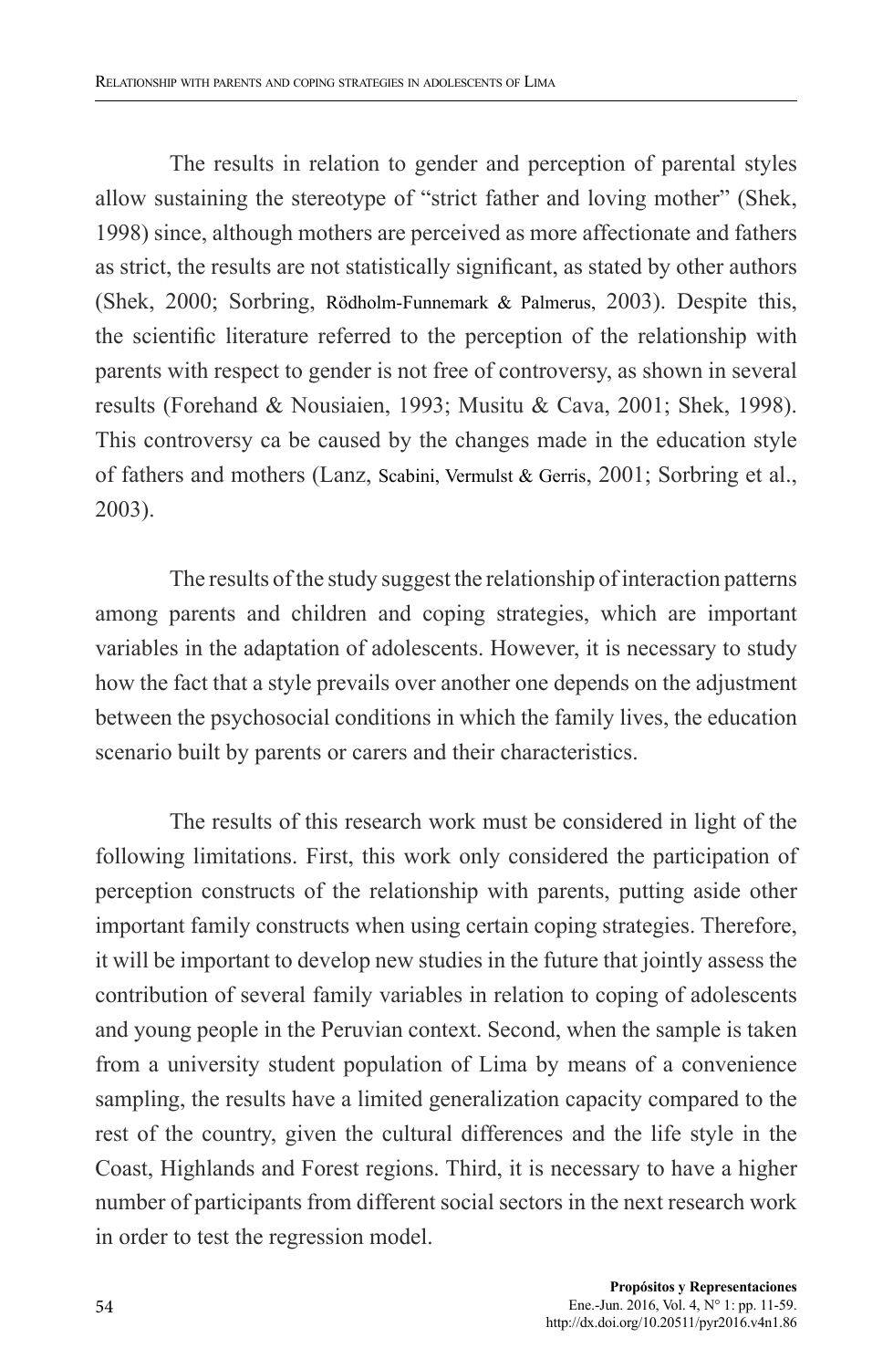The results in relation to gender and perception of parental styles allow sustaining the stereotype of "strict father and loving mother" (Shek, 1998) since, although mothers are perceived as more affectionate and fathers as strict, the results are not statistically significant, as stated by other authors (Shek, 2000; Sorbring, Rödholm-Funnemark & Palmerus, 2003). Despite this, the scientific literature referred to the perception of the relationship with parents with respect to gender is not free of controversy, as shown in several results (Forehand & Nousiaien, 1993; Musitu & Cava, 2001; Shek, 1998). This controversy ca be caused by the changes made in the education style of fathers and mothers (Lanz, Scabini, Vermulst & Gerris, 2001; Sorbring et al., 2003).

The results of the study suggest the relationship of interaction patterns among parents and children and coping strategies, which are important variables in the adaptation of adolescents. However, it is necessary to study how the fact that a style prevails over another one depends on the adjustment between the psychosocial conditions in which the family lives, the education scenario built by parents or carers and their characteristics.

The results of this research work must be considered in light of the following limitations. First, this work only considered the participation of perception constructs of the relationship with parents, putting aside other important family constructs when using certain coping strategies. Therefore, it will be important to develop new studies in the future that jointly assess the contribution of several family variables in relation to coping of adolescents and young people in the Peruvian context. Second, when the sample is taken from a university student population of Lima by means of a convenience sampling, the results have a limited generalization capacity compared to the rest of the country, given the cultural differences and the life style in the Coast, Highlands and Forest regions. Third, it is necessary to have a higher number of participants from different social sectors in the next research work in order to test the regression model.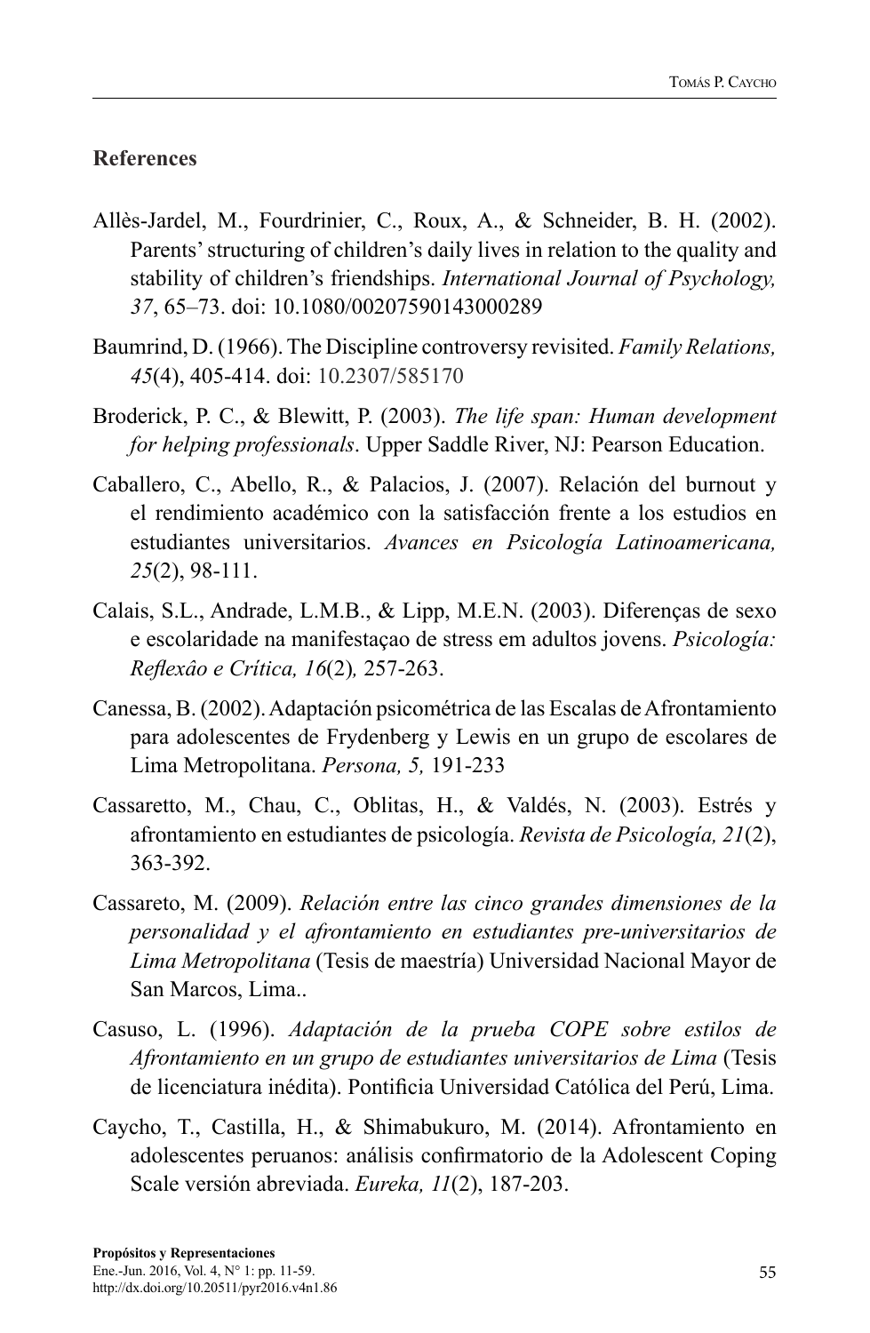## References

Allès-Jardel, M., Fourdrinier, C., Roux, A., & Schneider, B. H. (2002). Parents' structuring of children's daily lives in relation to the quality and stability of children's friendships. *International Journal of Psychology, 37*, 65–73. doi: 10.1080/00207590143000289

Baumrind, D. (1966). The Discipline controversy revisited. *Family Relations, 45*(4), 405-414. doi: 10.2307/585170

Broderick, P. C., & Blewitt, P. (2003). *The life span: Human development for helping professionals*. Upper Saddle River, NJ: Pearson Education.

Caballero, C., Abello, R., & Palacios, J. (2007). Relación del burnout y el rendimiento académico con la satisfacción frente a los estudios en estudiantes universitarios. *Avances en Psicología Latinoamericana, 25*(2), 98-111.

Calais, S.L., Andrade, L.M.B., & Lipp, M.E.N. (2003). Diferenças de sexo e escolaridade na manifestaçao de stress em adultos jovens. *Psicología: Reflexâo e Crítica, 16*(2)*,* 257-263.

Canessa, B. (2002). Adaptación psicométrica de las Escalas de Afrontamiento para adolescentes de Frydenberg y Lewis en un grupo de escolares de Lima Metropolitana. *Persona, 5,* 191-233

Cassaretto, M., Chau, C., Oblitas, H., & Valdés, N. (2003). Estrés y afrontamiento en estudiantes de psicología. *Revista de Psicología, 21*(2), 363-392.

Cassareto, M. (2009). *Relación entre las cinco grandes dimensiones de la personalidad y el afrontamiento en estudiantes pre-universitarios de Lima Metropolitana* (Tesis de maestría) Universidad Nacional Mayor de San Marcos, Lima..

Casuso, L. (1996). *Adaptación de la prueba COPE sobre estilos de Afrontamiento en un grupo de estudiantes universitarios de Lima* (Tesis de licenciatura inédita). Pontificia Universidad Católica del Perú, Lima.

Caycho, T., Castilla, H., & Shimabukuro, M. (2014). Afrontamiento en adolescentes peruanos: análisis confirmatorio de la Adolescent Coping Scale versión abreviada. *Eureka, 11*(2), 187-203.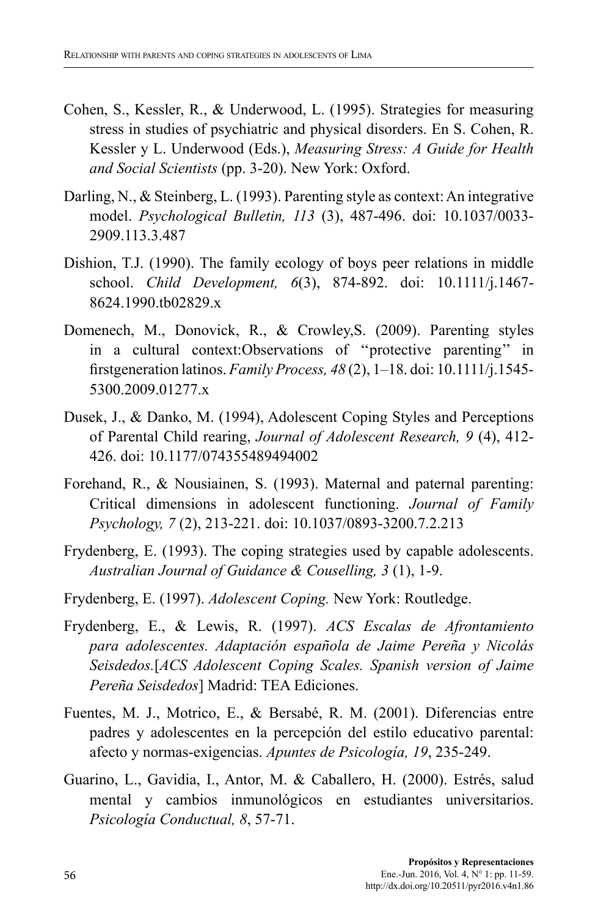Cohen, S., Kessler, R., & Underwood, L. (1995). Strategies for measuring stress in studies of psychiatric and physical disorders. En S. Cohen, R. Kessler y L. Underwood (Eds.), *Measuring Stress: A Guide for Health and Social Scientists* (pp. 3-20). New York: Oxford.

Darling, N., & Steinberg, L. (1993). Parenting style as context: An integrative model. *Psychological Bulletin, 113* (3), 487-496. doi: 10.1037/0033-2909.113.3.487

Dishion, T.J. (1990). The family ecology of boys peer relations in middle school. *Child Development, 6*(3), 874-892. doi: 10.1111/j.1467-8624.1990.tb02829.x

Domenech, M., Donovick, R., & Crowley,S. (2009). Parenting styles in a cultural context:Observations of ''protective parenting'' in firstgeneration latinos. *Family Process, 48* (2), 1–18. doi: 10.1111/j.1545-5300.2009.01277.x

Dusek, J., & Danko, M. (1994), Adolescent Coping Styles and Perceptions of Parental Child rearing, *Journal of Adolescent Research, 9* (4), 412-426. doi: 10.1177/074355489494002

Forehand, R., & Nousiainen, S. (1993). Maternal and paternal parenting: Critical dimensions in adolescent functioning. *Journal of Family Psychology, 7* (2), 213-221. doi: 10.1037/0893-3200.7.2.213

Frydenberg, E. (1993). The coping strategies used by capable adolescents. *Australian Journal of Guidance & Couselling, 3* (1), 1-9.

Frydenberg, E. (1997). *Adolescent Coping.* New York: Routledge.

Frydenberg, E., & Lewis, R. (1997). *ACS Escalas de Afrontamiento para adolescentes. Adaptación española de Jaime Pereña y Nicolás Seisdedos.*[*ACS Adolescent Coping Scales. Spanish version of Jaime Pereña Seisdedos*] Madrid: TEA Ediciones.

Fuentes, M. J., Motrico, E., & Bersabé, R. M. (2001). Diferencias entre padres y adolescentes en la percepción del estilo educativo parental: afecto y normas-exigencias. *Apuntes de Psicología, 19*, 235-249.

Guarino, L., Gavidia, I., Antor, M. & Caballero, H. (2000). Estrés, salud mental y cambios inmunológicos en estudiantes universitarios. *Psicología Conductual, 8*, 57-71.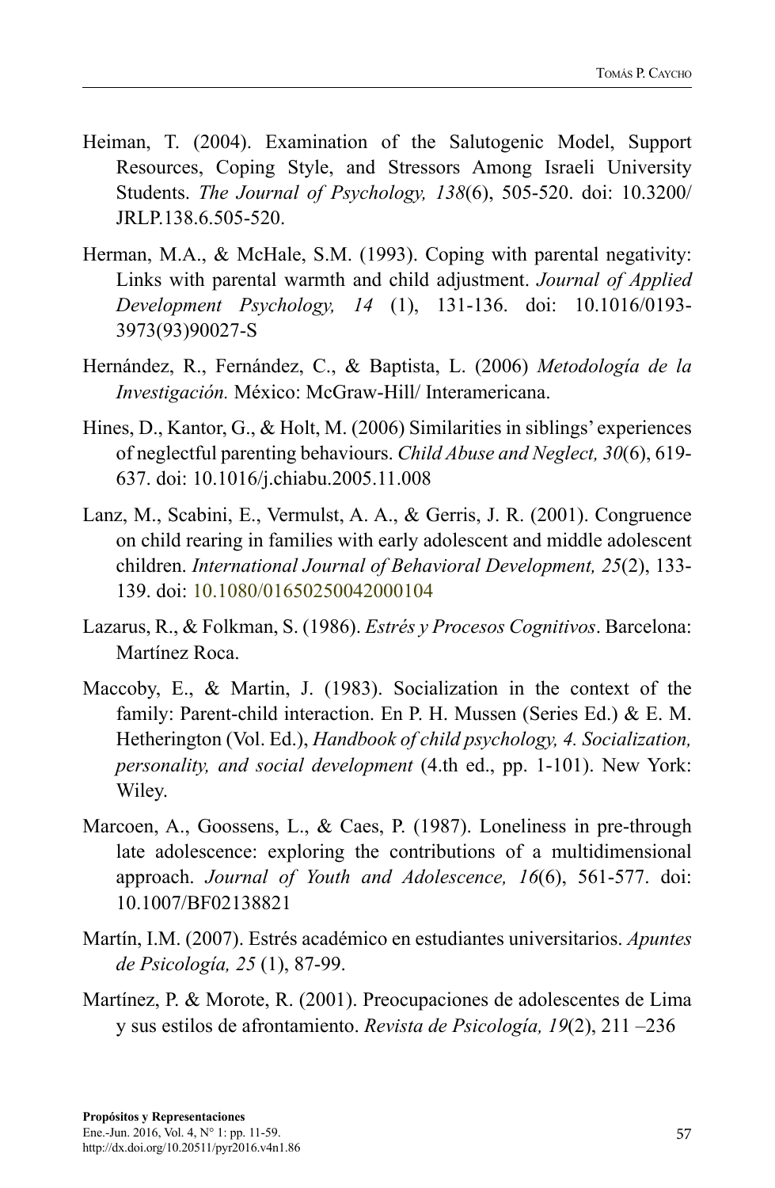Heiman, T. (2004). Examination of the Salutogenic Model, Support Resources, Coping Style, and Stressors Among Israeli University Students. *The Journal of Psychology, 138*(6), 505-520. doi: 10.3200/JRLP.138.6.505-520.

Herman, M.A., & McHale, S.M. (1993). Coping with parental negativity: Links with parental warmth and child adjustment. *Journal of Applied Development Psychology, 14* (1), 131-136. doi: 10.1016/0193-3973(93)90027-S

Hernández, R., Fernández, C., & Baptista, L. (2006) *Metodología de la Investigación.* México: McGraw-Hill/ Interamericana.

Hines, D., Kantor, G., & Holt, M. (2006) Similarities in siblings' experiences of neglectful parenting behaviours. *Child Abuse and Neglect, 30*(6), 619-637. doi: 10.1016/j.chiabu.2005.11.008

Lanz, M., Scabini, E., Vermulst, A. A., & Gerris, J. R. (2001). Congruence on child rearing in families with early adolescent and middle adolescent children. *International Journal of Behavioral Development, 25*(2), 133-139. doi: 10.1080/01650250042000104

Lazarus, R., & Folkman, S. (1986). *Estrés y Procesos Cognitivos*. Barcelona: Martínez Roca.

Maccoby, E., & Martin, J. (1983). Socialization in the context of the family: Parent-child interaction. En P. H. Mussen (Series Ed.) & E. M. Hetherington (Vol. Ed.), *Handbook of child psychology, 4. Socialization, personality, and social development* (4.th ed., pp. 1-101). New York: Wiley.

Marcoen, A., Goossens, L., & Caes, P. (1987). Loneliness in pre-through late adolescence: exploring the contributions of a multidimensional approach. *Journal of Youth and Adolescence, 16*(6), 561-577. doi: 10.1007/BF02138821

Martín, I.M. (2007). Estrés académico en estudiantes universitarios. *Apuntes de Psicología, 25* (1), 87-99.

Martínez, P. & Morote, R. (2001). Preocupaciones de adolescentes de Lima y sus estilos de afrontamiento. *Revista de Psicología, 19*(2), 211 –236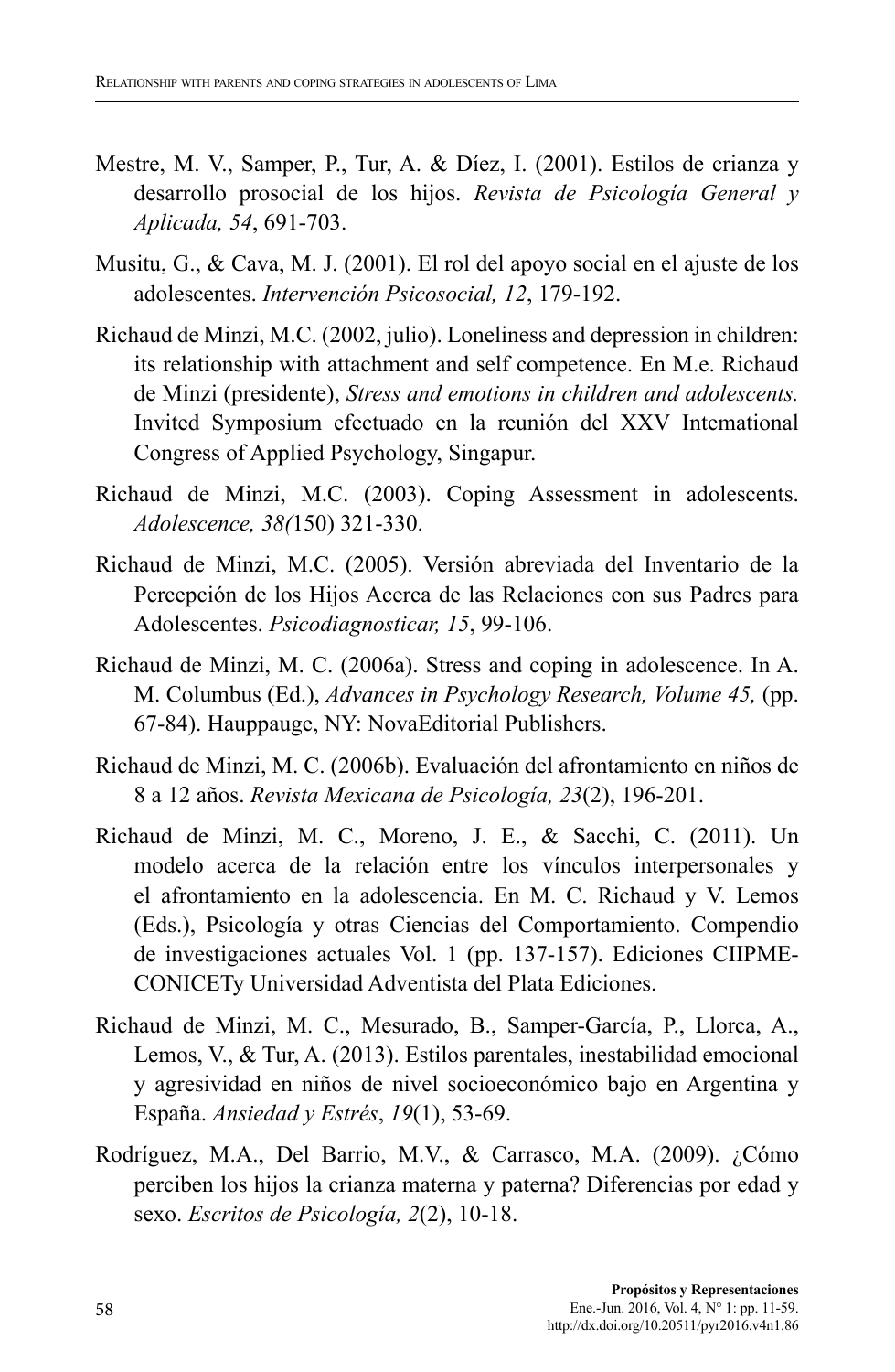Mestre, M. V., Samper, P., Tur, A. & Díez, I. (2001). Estilos de crianza y desarrollo prosocial de los hijos. *Revista de Psicología General y Aplicada, 54*, 691-703.

Musitu, G., & Cava, M. J. (2001). El rol del apoyo social en el ajuste de los adolescentes. *Intervención Psicosocial, 12*, 179-192.

Richaud de Minzi, M.C. (2002, julio). Loneliness and depression in children: its relationship with attachment and self competence. En M.e. Richaud de Minzi (presidente), *Stress and emotions in children and adolescents.* Invited Symposium efectuado en la reunión del XXV Intemational Congress of Applied Psychology, Singapur.

Richaud de Minzi, M.C. (2003). Coping Assessment in adolescents. *Adolescence, 38(*150) 321-330.

Richaud de Minzi, M.C. (2005). Versión abreviada del Inventario de la Percepción de los Hijos Acerca de las Relaciones con sus Padres para Adolescentes. *Psicodiagnosticar, 15*, 99-106.

Richaud de Minzi, M. C. (2006a). Stress and coping in adolescence. In A. M. Columbus (Ed.), *Advances in Psychology Research, Volume 45,* (pp. 67-84). Hauppauge, NY: NovaEditorial Publishers.

Richaud de Minzi, M. C. (2006b). Evaluación del afrontamiento en niños de 8 a 12 años. *Revista Mexicana de Psicología, 23*(2), 196-201.

Richaud de Minzi, M. C., Moreno, J. E., & Sacchi, C. (2011). Un modelo acerca de la relación entre los vínculos interpersonales y el afrontamiento en la adolescencia. En M. C. Richaud y V. Lemos (Eds.), Psicología y otras Ciencias del Comportamiento. Compendio de investigaciones actuales Vol. 1 (pp. 137-157). Ediciones CIIPME-CONICETy Universidad Adventista del Plata Ediciones.

Richaud de Minzi, M. C., Mesurado, B., Samper-García, P., Llorca, A., Lemos, V., & Tur, A. (2013). Estilos parentales, inestabilidad emocional y agresividad en niños de nivel socioeconómico bajo en Argentina y España. *Ansiedad y Estrés*, *19*(1), 53-69.

Rodríguez, M.A., Del Barrio, M.V., & Carrasco, M.A. (2009). ¿Cómo perciben los hijos la crianza materna y paterna? Diferencias por edad y sexo. *Escritos de Psicología, 2*(2), 10-18.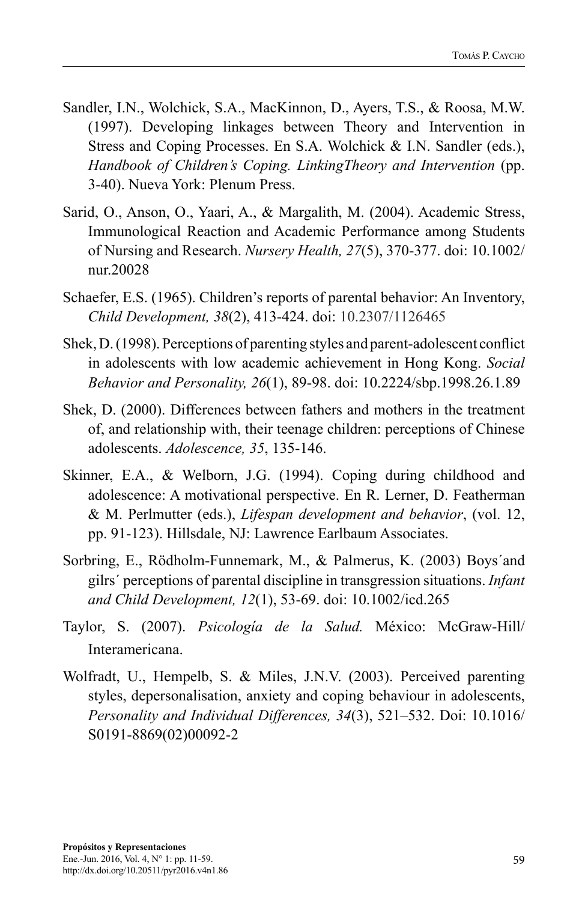Sandler, I.N., Wolchick, S.A., MacKinnon, D., Ayers, T.S., & Roosa, M.W. (1997). Developing linkages between Theory and Intervention in Stress and Coping Processes. En S.A. Wolchick & I.N. Sandler (eds.), *Handbook of Children's Coping. LinkingTheory and Intervention* (pp. 3-40). Nueva York: Plenum Press.

Sarid, O., Anson, O., Yaari, A., & Margalith, M. (2004). Academic Stress, Immunological Reaction and Academic Performance among Students of Nursing and Research. *Nursery Health, 27*(5), 370-377. doi: 10.1002/nur.20028

Schaefer, E.S. (1965). Children's reports of parental behavior: An Inventory, *Child Development, 38*(2), 413-424. doi: 10.2307/1126465

Shek, D. (1998). Perceptions of parenting styles and parent-adolescent conflict in adolescents with low academic achievement in Hong Kong. *Social Behavior and Personality, 26*(1), 89-98. doi: 10.2224/sbp.1998.26.1.89

Shek, D. (2000). Differences between fathers and mothers in the treatment of, and relationship with, their teenage children: perceptions of Chinese adolescents. *Adolescence, 35*, 135-146.

Skinner, E.A., & Welborn, J.G. (1994). Coping during childhood and adolescence: A motivational perspective. En R. Lerner, D. Featherman & M. Perlmutter (eds.), *Lifespan development and behavior*, (vol. 12, pp. 91-123). Hillsdale, NJ: Lawrence Earlbaum Associates.

Sorbring, E., Rödholm-Funnemark, M., & Palmerus, K. (2003) Boys´and gilrs´ perceptions of parental discipline in transgression situations. *Infant and Child Development, 12*(1), 53-69. doi: 10.1002/icd.265

Taylor, S. (2007). *Psicología de la Salud.* México: McGraw-Hill/ Interamericana.

Wolfradt, U., Hempelb, S. & Miles, J.N.V. (2003). Perceived parenting styles, depersonalisation, anxiety and coping behaviour in adolescents, *Personality and Individual Differences, 34*(3), 521–532. Doi: 10.1016/S0191-8869(02)00092-2